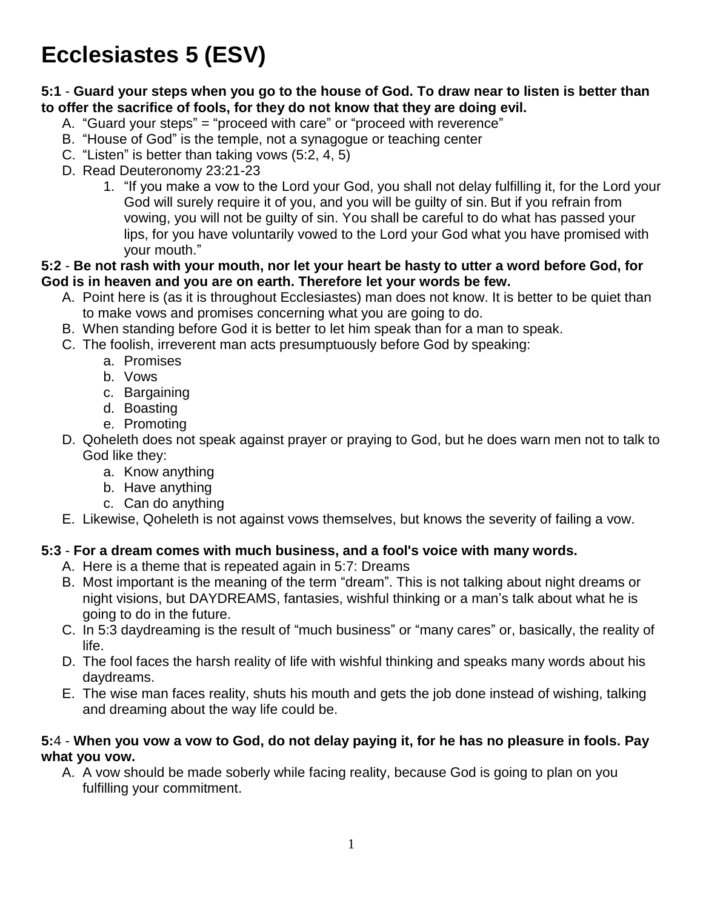# Ecclesiastes 5 (ESV)

**5:1** - **Guard your steps when you go to the house of God. To draw near to listen is better than to offer the sacrifice of fools, for they do not know that they are doing evil.**

A. "Guard your steps" = "proceed with care" or "proceed with reverence"
B. "House of God" is the temple, not a synagogue or teaching center
C. "Listen" is better than taking vows (5:2, 4, 5)
D. Read Deuteronomy 23:21-23
   1. "If you make a vow to the Lord your God, you shall not delay fulfilling it, for the Lord your God will surely require it of you, and you will be guilty of sin. But if you refrain from vowing, you will not be guilty of sin. You shall be careful to do what has passed your lips, for you have voluntarily vowed to the Lord your God what you have promised with your mouth."

**5:2** - **Be not rash with your mouth, nor let your heart be hasty to utter a word before God, for God is in heaven and you are on earth. Therefore let your words be few.**

A. Point here is (as it is throughout Ecclesiastes) man does not know. It is better to be quiet than to make vows and promises concerning what you are going to do.
B. When standing before God it is better to let him speak than for a man to speak.
C. The foolish, irreverent man acts presumptuously before God by speaking:
   a. Promises
   b. Vows
   c. Bargaining
   d. Boasting
   e. Promoting
D. Qoheleth does not speak against prayer or praying to God, but he does warn men not to talk to God like they:
   a. Know anything
   b. Have anything
   c. Can do anything
E. Likewise, Qoheleth is not against vows themselves, but knows the severity of failing a vow.

**5:3** - **For a dream comes with much business, and a fool's voice with many words.**

A. Here is a theme that is repeated again in 5:7: Dreams
B. Most important is the meaning of the term "dream". This is not talking about night dreams or night visions, but DAYDREAMS, fantasies, wishful thinking or a man's talk about what he is going to do in the future.
C. In 5:3 daydreaming is the result of "much business" or "many cares" or, basically, the reality of life.
D. The fool faces the harsh reality of life with wishful thinking and speaks many words about his daydreams.
E. The wise man faces reality, shuts his mouth and gets the job done instead of wishing, talking and dreaming about the way life could be.

**5:**4 - **When you vow a vow to God, do not delay paying it, for he has no pleasure in fools. Pay what you vow.**

A. A vow should be made soberly while facing reality, because God is going to plan on you fulfilling your commitment.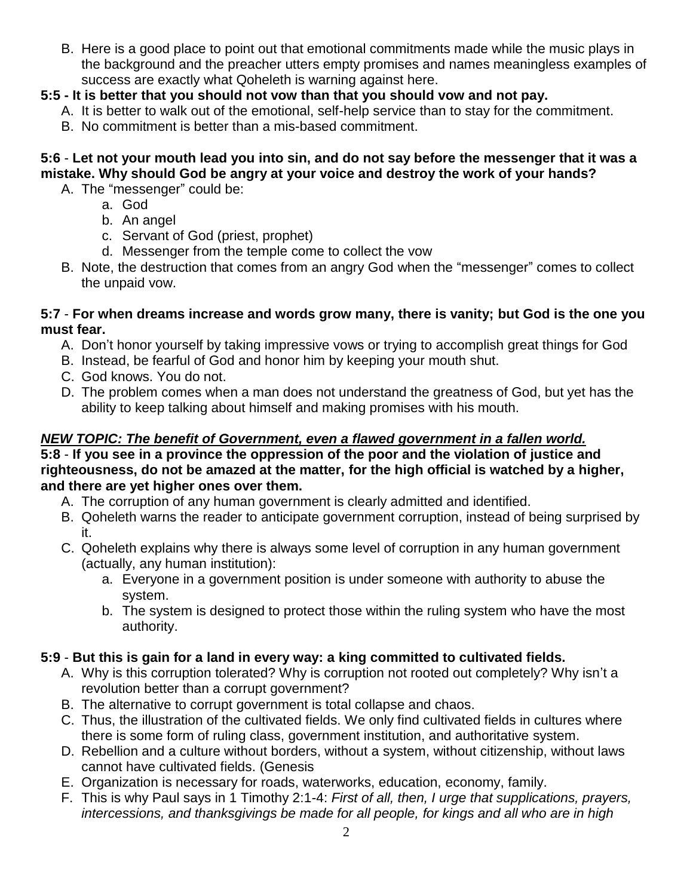B. Here is a good place to point out that emotional commitments made while the music plays in the background and the preacher utters empty promises and names meaningless examples of success are exactly what Qoheleth is warning against here.

**5:5 - It is better that you should not vow than that you should vow and not pay.**

A. It is better to walk out of the emotional, self-help service than to stay for the commitment.
B. No commitment is better than a mis-based commitment.

**5:6 - Let not your mouth lead you into sin, and do not say before the messenger that it was a mistake. Why should God be angry at your voice and destroy the work of your hands?**

A. The "messenger" could be:
   a. God
   b. An angel
   c. Servant of God (priest, prophet)
   d. Messenger from the temple come to collect the vow
B. Note, the destruction that comes from an angry God when the "messenger" comes to collect the unpaid vow.

**5:7 - For when dreams increase and words grow many, there is vanity; but God is the one you must fear.**

A. Don't honor yourself by taking impressive vows or trying to accomplish great things for God
B. Instead, be fearful of God and honor him by keeping your mouth shut.
C. God knows. You do not.
D. The problem comes when a man does not understand the greatness of God, but yet has the ability to keep talking about himself and making promises with his mouth.

***NEW TOPIC: The benefit of Government, even a flawed government in a fallen world.***

**5:8 - If you see in a province the oppression of the poor and the violation of justice and righteousness, do not be amazed at the matter, for the high official is watched by a higher, and there are yet higher ones over them.**

A. The corruption of any human government is clearly admitted and identified.
B. Qoheleth warns the reader to anticipate government corruption, instead of being surprised by it.
C. Qoheleth explains why there is always some level of corruption in any human government (actually, any human institution):
   a. Everyone in a government position is under someone with authority to abuse the system.
   b. The system is designed to protect those within the ruling system who have the most authority.

**5:9 - But this is gain for a land in every way: a king committed to cultivated fields.**

A. Why is this corruption tolerated? Why is corruption not rooted out completely? Why isn't a revolution better than a corrupt government?
B. The alternative to corrupt government is total collapse and chaos.
C. Thus, the illustration of the cultivated fields. We only find cultivated fields in cultures where there is some form of ruling class, government institution, and authoritative system.
D. Rebellion and a culture without borders, without a system, without citizenship, without laws cannot have cultivated fields. (Genesis
E. Organization is necessary for roads, waterworks, education, economy, family.
F. This is why Paul says in 1 Timothy 2:1-4: *First of all, then, I urge that supplications, prayers, intercessions, and thanksgivings be made for all people, for kings and all who are in high*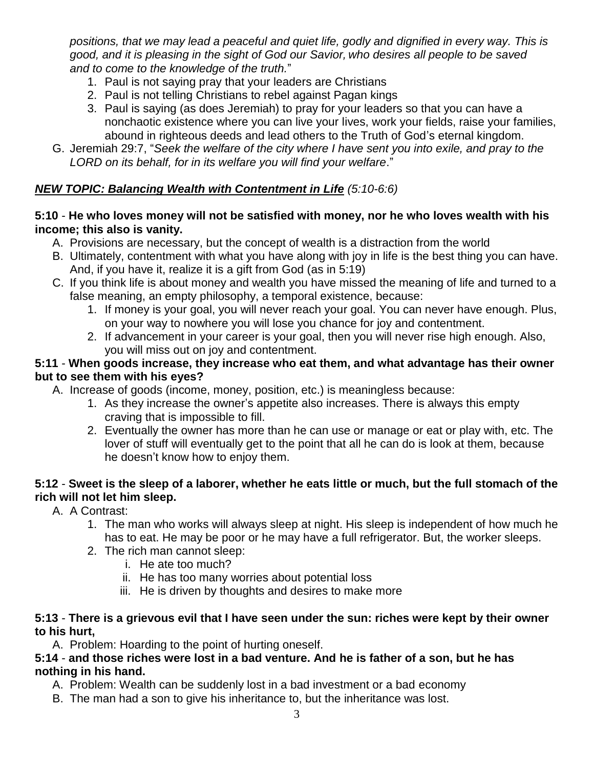*positions, that we may lead a peaceful and quiet life, godly and dignified in every way. This is good, and it is pleasing in the sight of God our Savior, who desires all people to be saved and to come to the knowledge of the truth.*"

1. Paul is not saying pray that your leaders are Christians
2. Paul is not telling Christians to rebel against Pagan kings
3. Paul is saying (as does Jeremiah) to pray for your leaders so that you can have a nonchaotic existence where you can live your lives, work your fields, raise your families, abound in righteous deeds and lead others to the Truth of God's eternal kingdom.

G. Jeremiah 29:7, "*Seek the welfare of the city where I have sent you into exile, and pray to the LORD on its behalf, for in its welfare you will find your welfare*."

***NEW TOPIC: Balancing Wealth with Contentment in Life*** *(5:10-6:6)*

**5:10** - **He who loves money will not be satisfied with money, nor he who loves wealth with his income; this also is vanity.**

A. Provisions are necessary, but the concept of wealth is a distraction from the world
B. Ultimately, contentment with what you have along with joy in life is the best thing you can have. And, if you have it, realize it is a gift from God (as in 5:19)
C. If you think life is about money and wealth you have missed the meaning of life and turned to a false meaning, an empty philosophy, a temporal existence, because:
   1. If money is your goal, you will never reach your goal. You can never have enough. Plus, on your way to nowhere you will lose you chance for joy and contentment.
   2. If advancement in your career is your goal, then you will never rise high enough. Also, you will miss out on joy and contentment.

**5:11** - **When goods increase, they increase who eat them, and what advantage has their owner but to see them with his eyes?**

A. Increase of goods (income, money, position, etc.) is meaningless because:
   1. As they increase the owner's appetite also increases. There is always this empty craving that is impossible to fill.
   2. Eventually the owner has more than he can use or manage or eat or play with, etc. The lover of stuff will eventually get to the point that all he can do is look at them, because he doesn't know how to enjoy them.

**5:12** - **Sweet is the sleep of a laborer, whether he eats little or much, but the full stomach of the rich will not let him sleep.**

A. A Contrast:
   1. The man who works will always sleep at night. His sleep is independent of how much he has to eat. He may be poor or he may have a full refrigerator. But, the worker sleeps.
   2. The rich man cannot sleep:
      i. He ate too much?
      ii. He has too many worries about potential loss
      iii. He is driven by thoughts and desires to make more

**5:13** - **There is a grievous evil that I have seen under the sun: riches were kept by their owner to his hurt,**

A. Problem: Hoarding to the point of hurting oneself.

**5:14** - **and those riches were lost in a bad venture. And he is father of a son, but he has nothing in his hand.**

A. Problem: Wealth can be suddenly lost in a bad investment or a bad economy
B. The man had a son to give his inheritance to, but the inheritance was lost.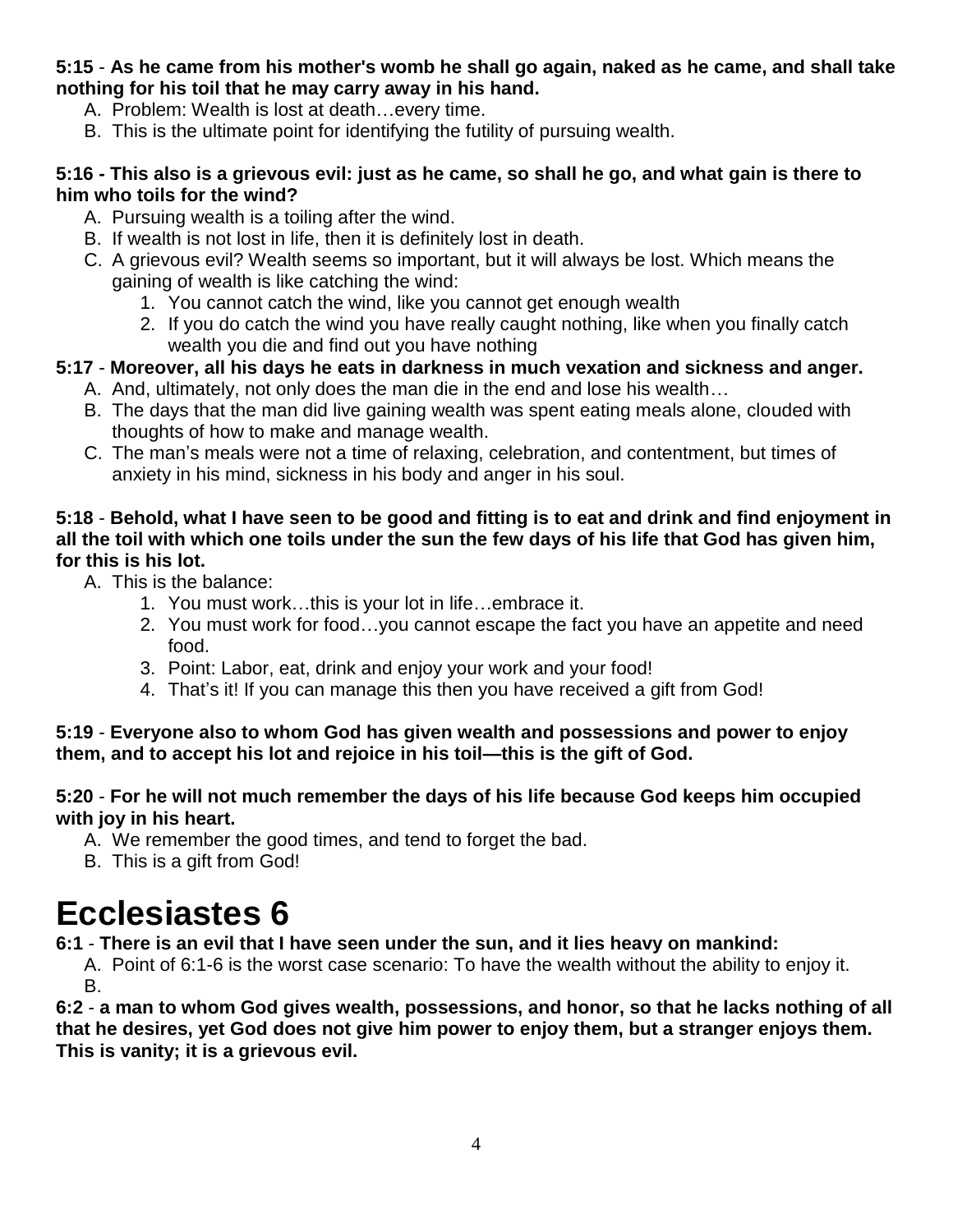**5:15** - **As he came from his mother's womb he shall go again, naked as he came, and shall take nothing for his toil that he may carry away in his hand.**

A. Problem: Wealth is lost at death…every time.
B. This is the ultimate point for identifying the futility of pursuing wealth.

**5:16 - This also is a grievous evil: just as he came, so shall he go, and what gain is there to him who toils for the wind?**

A. Pursuing wealth is a toiling after the wind.
B. If wealth is not lost in life, then it is definitely lost in death.
C. A grievous evil? Wealth seems so important, but it will always be lost. Which means the gaining of wealth is like catching the wind:
    1. You cannot catch the wind, like you cannot get enough wealth
    2. If you do catch the wind you have really caught nothing, like when you finally catch wealth you die and find out you have nothing

**5:17** - **Moreover, all his days he eats in darkness in much vexation and sickness and anger.**

A. And, ultimately, not only does the man die in the end and lose his wealth…
B. The days that the man did live gaining wealth was spent eating meals alone, clouded with thoughts of how to make and manage wealth.
C. The man's meals were not a time of relaxing, celebration, and contentment, but times of anxiety in his mind, sickness in his body and anger in his soul.

**5:18** - **Behold, what I have seen to be good and fitting is to eat and drink and find enjoyment in all the toil with which one toils under the sun the few days of his life that God has given him, for this is his lot.**

A. This is the balance:
    1. You must work…this is your lot in life…embrace it.
    2. You must work for food…you cannot escape the fact you have an appetite and need food.
    3. Point: Labor, eat, drink and enjoy your work and your food!
    4. That's it! If you can manage this then you have received a gift from God!

**5:19** - **Everyone also to whom God has given wealth and possessions and power to enjoy them, and to accept his lot and rejoice in his toil—this is the gift of God.**

**5:20** - **For he will not much remember the days of his life because God keeps him occupied with joy in his heart.**

A. We remember the good times, and tend to forget the bad.
B. This is a gift from God!

# Ecclesiastes 6

**6:1** - **There is an evil that I have seen under the sun, and it lies heavy on mankind:**

A. Point of 6:1-6 is the worst case scenario: To have the wealth without the ability to enjoy it.
B.

**6:2** - **a man to whom God gives wealth, possessions, and honor, so that he lacks nothing of all that he desires, yet God does not give him power to enjoy them, but a stranger enjoys them. This is vanity; it is a grievous evil.**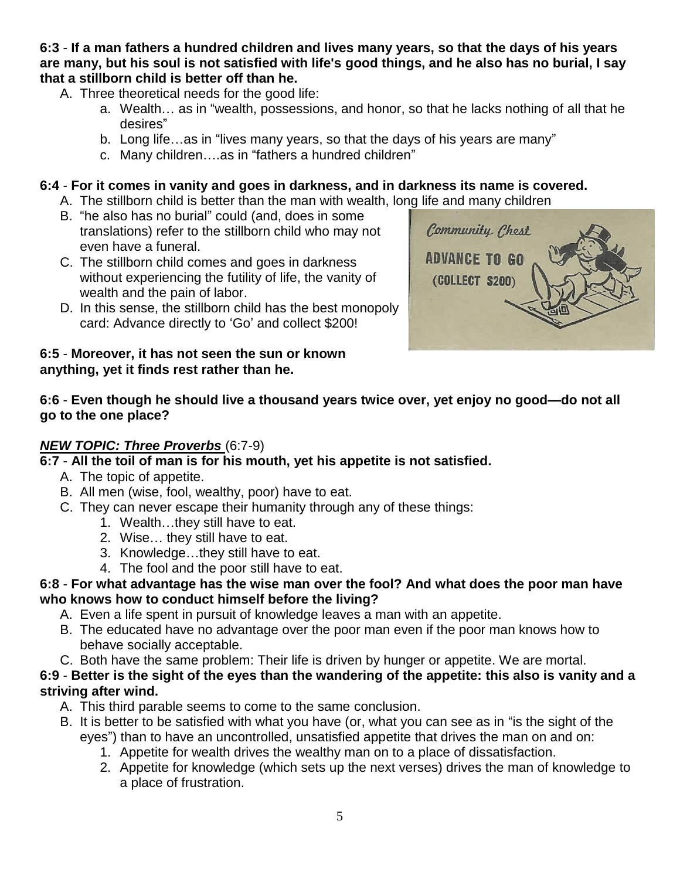**6:3** - **If a man fathers a hundred children and lives many years, so that the days of his years are many, but his soul is not satisfied with life's good things, and he also has no burial, I say that a stillborn child is better off than he.**

A. Three theoretical needs for the good life:
   a. Wealth… as in "wealth, possessions, and honor, so that he lacks nothing of all that he desires"
   b. Long life…as in "lives many years, so that the days of his years are many"
   c. Many children….as in "fathers a hundred children"

**6:4** - **For it comes in vanity and goes in darkness, and in darkness its name is covered.**

A. The stillborn child is better than the man with wealth, long life and many children
B. "he also has no burial" could (and, does in some translations) refer to the stillborn child who may not even have a funeral.
C. The stillborn child comes and goes in darkness without experiencing the futility of life, the vanity of wealth and the pain of labor.
D. In this sense, the stillborn child has the best monopoly card: Advance directly to 'Go' and collect $200!

**6:5** - **Moreover, it has not seen the sun or known anything, yet it finds rest rather than he.**

**6:6** - **Even though he should live a thousand years twice over, yet enjoy no good—do not all go to the one place?**

***NEW TOPIC: Three Proverbs*** (6:7-9)

**6:7** - **All the toil of man is for his mouth, yet his appetite is not satisfied.**

A. The topic of appetite.
B. All men (wise, fool, wealthy, poor) have to eat.
C. They can never escape their humanity through any of these things:
   1. Wealth…they still have to eat.
   2. Wise… they still have to eat.
   3. Knowledge…they still have to eat.
   4. The fool and the poor still have to eat.

**6:8** - **For what advantage has the wise man over the fool? And what does the poor man have who knows how to conduct himself before the living?**

A. Even a life spent in pursuit of knowledge leaves a man with an appetite.
B. The educated have no advantage over the poor man even if the poor man knows how to behave socially acceptable.
C. Both have the same problem: Their life is driven by hunger or appetite. We are mortal.

**6:9** - **Better is the sight of the eyes than the wandering of the appetite: this also is vanity and a striving after wind.**

A. This third parable seems to come to the same conclusion.
B. It is better to be satisfied with what you have (or, what you can see as in "is the sight of the eyes") than to have an uncontrolled, unsatisfied appetite that drives the man on and on:
   1. Appetite for wealth drives the wealthy man on to a place of dissatisfaction.
   2. Appetite for knowledge (which sets up the next verses) drives the man of knowledge to a place of frustration.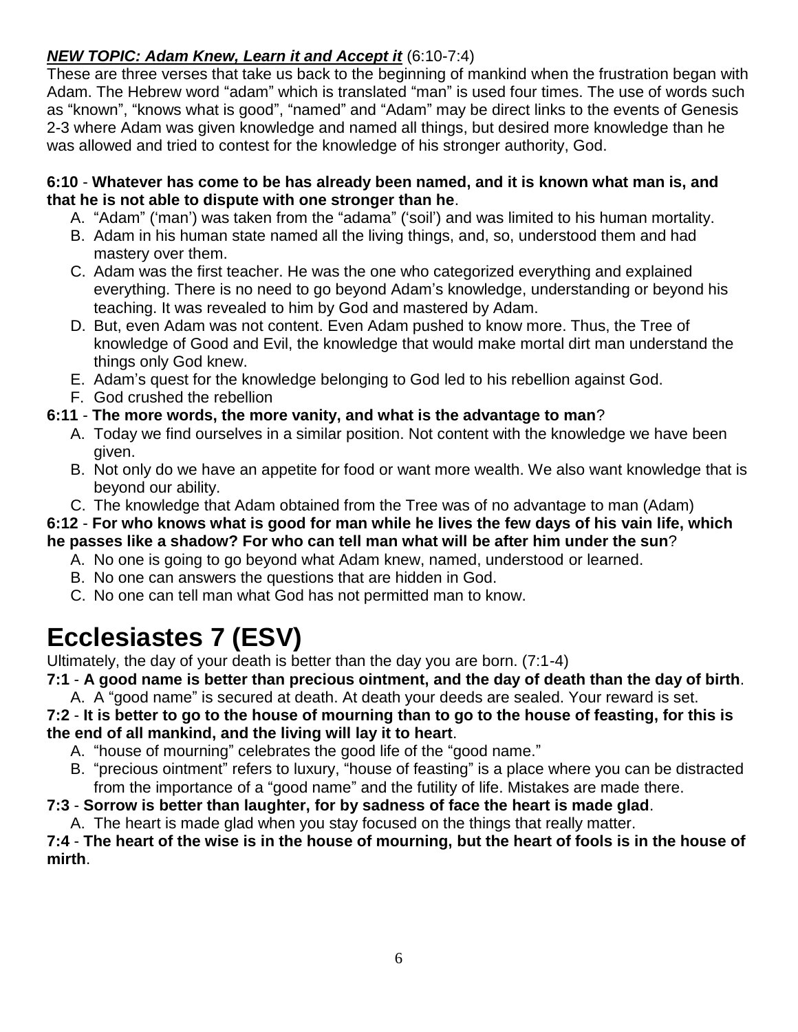***NEW TOPIC: Adam Knew, Learn it and Accept it*** (6:10-7:4)

These are three verses that take us back to the beginning of mankind when the frustration began with Adam. The Hebrew word "adam" which is translated "man" is used four times. The use of words such as "known", "knows what is good", "named" and "Adam" may be direct links to the events of Genesis 2-3 where Adam was given knowledge and named all things, but desired more knowledge than he was allowed and tried to contest for the knowledge of his stronger authority, God.

**6:10** - **Whatever has come to be has already been named, and it is known what man is, and that he is not able to dispute with one stronger than he**.

A. "Adam" ('man') was taken from the "adama" ('soil') and was limited to his human mortality.
B. Adam in his human state named all the living things, and, so, understood them and had mastery over them.
C. Adam was the first teacher. He was the one who categorized everything and explained everything. There is no need to go beyond Adam's knowledge, understanding or beyond his teaching. It was revealed to him by God and mastered by Adam.
D. But, even Adam was not content. Even Adam pushed to know more. Thus, the Tree of knowledge of Good and Evil, the knowledge that would make mortal dirt man understand the things only God knew.
E. Adam's quest for the knowledge belonging to God led to his rebellion against God.
F. God crushed the rebellion

**6:11** - **The more words, the more vanity, and what is the advantage to man**?

A. Today we find ourselves in a similar position. Not content with the knowledge we have been given.
B. Not only do we have an appetite for food or want more wealth. We also want knowledge that is beyond our ability.
C. The knowledge that Adam obtained from the Tree was of no advantage to man (Adam)

**6:12** - **For who knows what is good for man while he lives the few days of his vain life, which he passes like a shadow? For who can tell man what will be after him under the sun**?

A. No one is going to go beyond what Adam knew, named, understood or learned.
B. No one can answers the questions that are hidden in God.
C. No one can tell man what God has not permitted man to know.

# Ecclesiastes 7 (ESV)

Ultimately, the day of your death is better than the day you are born. (7:1-4)

**7:1** - **A good name is better than precious ointment, and the day of death than the day of birth**.

A. A "good name" is secured at death. At death your deeds are sealed. Your reward is set.

**7:2** - **It is better to go to the house of mourning than to go to the house of feasting, for this is the end of all mankind, and the living will lay it to heart**.

A. "house of mourning" celebrates the good life of the "good name."
B. "precious ointment" refers to luxury, "house of feasting" is a place where you can be distracted from the importance of a "good name" and the futility of life. Mistakes are made there.

**7:3** - **Sorrow is better than laughter, for by sadness of face the heart is made glad**.

A. The heart is made glad when you stay focused on the things that really matter.

**7:4** - **The heart of the wise is in the house of mourning, but the heart of fools is in the house of mirth**.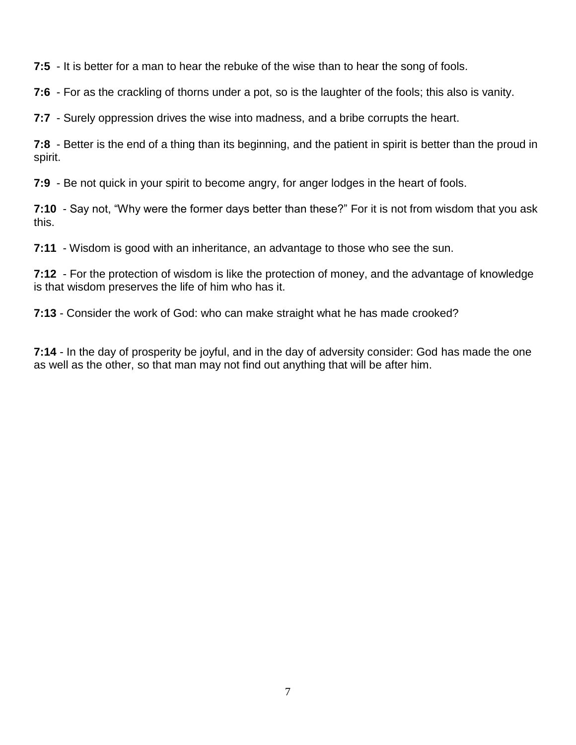**7:5** - It is better for a man to hear the rebuke of the wise than to hear the song of fools.

**7:6** - For as the crackling of thorns under a pot, so is the laughter of the fools; this also is vanity.

**7:7** - Surely oppression drives the wise into madness, and a bribe corrupts the heart.

**7:8** - Better is the end of a thing than its beginning, and the patient in spirit is better than the proud in spirit.

**7:9** - Be not quick in your spirit to become angry, for anger lodges in the heart of fools.

**7:10** - Say not, “Why were the former days better than these?” For it is not from wisdom that you ask this.

**7:11** - Wisdom is good with an inheritance, an advantage to those who see the sun.

**7:12** - For the protection of wisdom is like the protection of money, and the advantage of knowledge is that wisdom preserves the life of him who has it.

**7:13** - Consider the work of God: who can make straight what he has made crooked?

**7:14** - In the day of prosperity be joyful, and in the day of adversity consider: God has made the one as well as the other, so that man may not find out anything that will be after him.